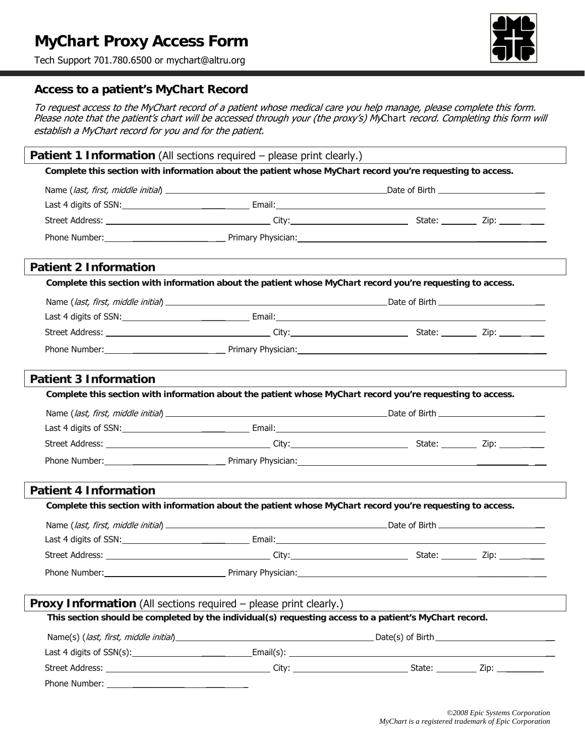# MyChart Proxy Access Form

Tech Support 701.780.6500 or mychart@altru.org

## Access to a patient's MyChart Record

*To request access to the MyChart record of a patient whose medical care you help manage, please complete this form. Please note that the patient's chart will be accessed through your (the proxy's) MyChart record. Completing this form will establish a MyChart record for you and for the patient.*

### Patient 1 Information (All sections required – please print clearly.)

**Complete this section with information about the patient whose MyChart record you're requesting to access.**

Name (*last, first, middle initial*) ______________________ Date of Birth ______________

Last 4 digits of SSN: ______________ Email: ______________________

Street Address: ______________ City: ______________ State: ______ Zip: ______

Phone Number: ______________ Primary Physician: ______________________

### Patient 2 Information

**Complete this section with information about the patient whose MyChart record you're requesting to access.**

Name (*last, first, middle initial*) ______________________ Date of Birth ______________

Last 4 digits of SSN: ______________ Email: ______________________

Street Address: ______________ City: ______________ State: ______ Zip: ______

Phone Number: ______________ Primary Physician: ______________________

### Patient 3 Information

**Complete this section with information about the patient whose MyChart record you're requesting to access.**

Name (*last, first, middle initial*) ______________________ Date of Birth ______________

Last 4 digits of SSN: ______________ Email: ______________________

Street Address: ______________ City: ______________ State: ______ Zip: ______

Phone Number: ______________ Primary Physician: ______________________

### Patient 4 Information

**Complete this section with information about the patient whose MyChart record you're requesting to access.**

Name (*last, first, middle initial*) ______________________ Date of Birth ______________

Last 4 digits of SSN: ______________ Email: ______________________

Street Address: ______________ City: ______________ State: ______ Zip: ______

Phone Number: ______________ Primary Physician: ______________________

### Proxy Information (All sections required – please print clearly.)

**This section should be completed by the individual(s) requesting access to a patient's MyChart record.**

Name(s) (*last, first, middle initial*) ______________________ Date(s) of Birth ______________

Last 4 digits of SSN(s): ______________ Email(s): ______________________

Street Address: ______________ City: ______________ State: ______ Zip: ______

Phone Number: ______________

*©2008 Epic Systems Corporation*
*MyChart is a registered trademark of Epic Corporation*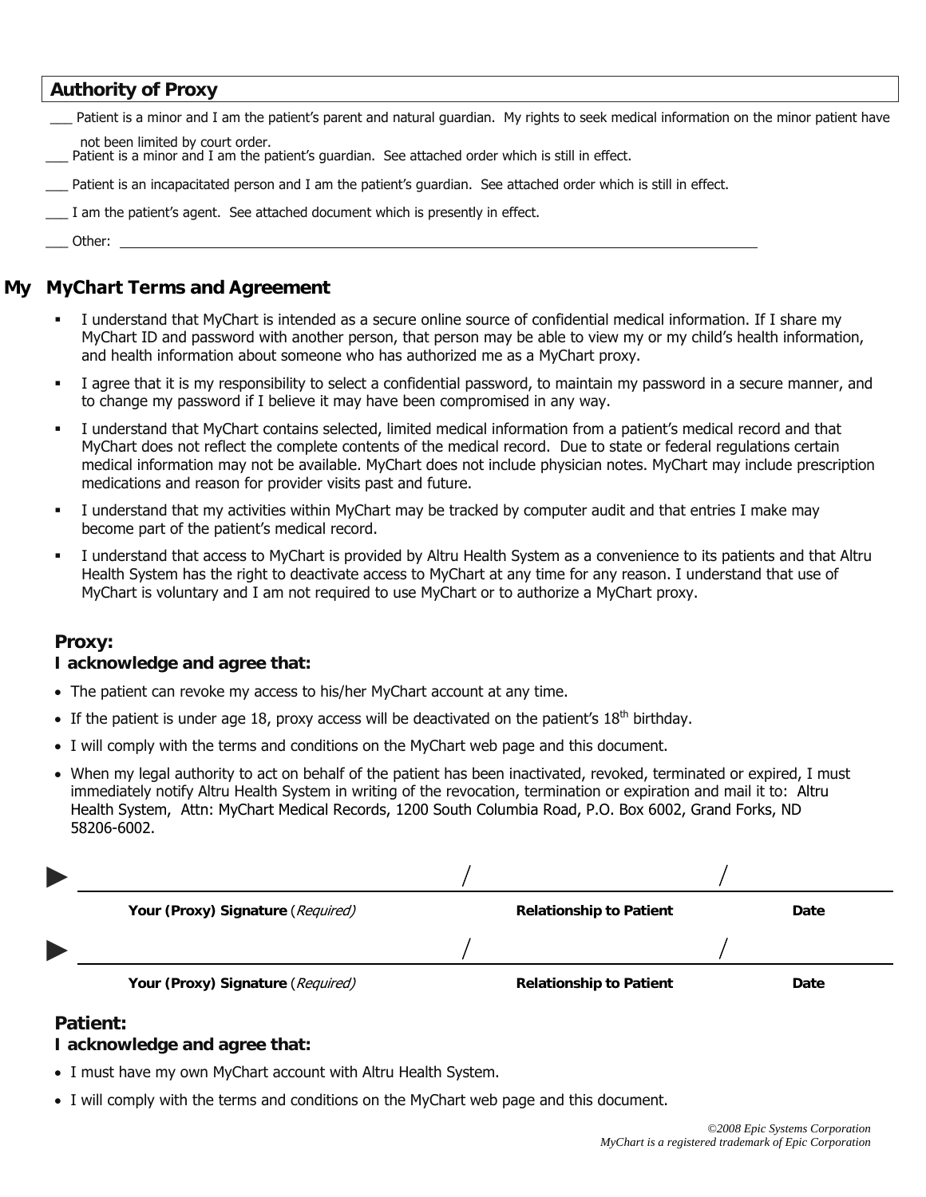## Authority of Proxy

___ Patient is a minor and I am the patient's parent and natural guardian. My rights to seek medical information on the minor patient have not been limited by court order.

___ Patient is a minor and I am the patient's guardian. See attached order which is still in effect.

___ Patient is an incapacitated person and I am the patient's guardian. See attached order which is still in effect.

___ I am the patient's agent. See attached document which is presently in effect.

___ Other: ______________________________________________________________

## My MyChart Terms and Agreement

- I understand that MyChart is intended as a secure online source of confidential medical information. If I share my MyChart ID and password with another person, that person may be able to view my or my child's health information, and health information about someone who has authorized me as a MyChart proxy.
- I agree that it is my responsibility to select a confidential password, to maintain my password in a secure manner, and to change my password if I believe it may have been compromised in any way.
- I understand that MyChart contains selected, limited medical information from a patient's medical record and that MyChart does not reflect the complete contents of the medical record. Due to state or federal regulations certain medical information may not be available. MyChart does not include physician notes. MyChart may include prescription medications and reason for provider visits past and future.
- I understand that my activities within MyChart may be tracked by computer audit and that entries I make may become part of the patient's medical record.
- I understand that access to MyChart is provided by Altru Health System as a convenience to its patients and that Altru Health System has the right to deactivate access to MyChart at any time for any reason. I understand that use of MyChart is voluntary and I am not required to use MyChart or to authorize a MyChart proxy.

### Proxy:
### I acknowledge and agree that:

- The patient can revoke my access to his/her MyChart account at any time.
- If the patient is under age 18, proxy access will be deactivated on the patient's 18th birthday.
- I will comply with the terms and conditions on the MyChart web page and this document.
- When my legal authority to act on behalf of the patient has been inactivated, revoked, terminated or expired, I must immediately notify Altru Health System in writing of the revocation, termination or expiration and mail it to: Altru Health System, Attn: MyChart Medical Records, 1200 South Columbia Road, P.O. Box 6002, Grand Forks, ND 58206-6002.

► ______________________________ / ______________________ / ____________

**Your (Proxy) Signature** (*Required*) **Relationship to Patient** **Date**

► ______________________________ / ______________________ / ____________

**Your (Proxy) Signature** (*Required*) **Relationship to Patient** **Date**

### Patient:
### I acknowledge and agree that:

- I must have my own MyChart account with Altru Health System.
- I will comply with the terms and conditions on the MyChart web page and this document.

*©2008 Epic Systems Corporation*
*MyChart is a registered trademark of Epic Corporation*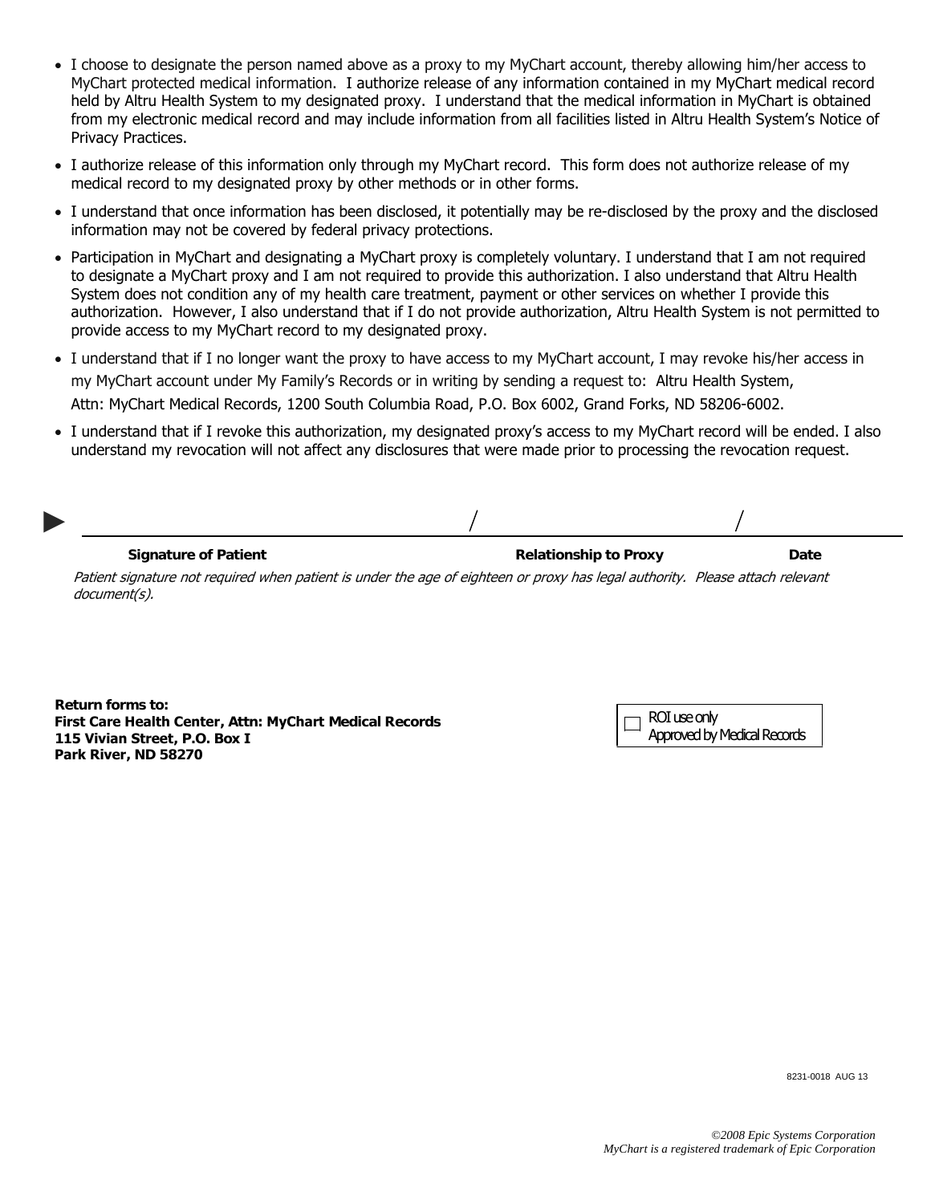- I choose to designate the person named above as a proxy to my MyChart account, thereby allowing him/her access to MyChart protected medical information. I authorize release of any information contained in my MyChart medical record held by Altru Health System to my designated proxy. I understand that the medical information in MyChart is obtained from my electronic medical record and may include information from all facilities listed in Altru Health System's Notice of Privacy Practices.
- I authorize release of this information only through my MyChart record. This form does not authorize release of my medical record to my designated proxy by other methods or in other forms.
- I understand that once information has been disclosed, it potentially may be re-disclosed by the proxy and the disclosed information may not be covered by federal privacy protections.
- Participation in MyChart and designating a MyChart proxy is completely voluntary. I understand that I am not required to designate a MyChart proxy and I am not required to provide this authorization. I also understand that Altru Health System does not condition any of my health care treatment, payment or other services on whether I provide this authorization. However, I also understand that if I do not provide authorization, Altru Health System is not permitted to provide access to my MyChart record to my designated proxy.
- I understand that if I no longer want the proxy to have access to my MyChart account, I may revoke his/her access in my MyChart account under My Family's Records or in writing by sending a request to: Altru Health System, Attn: MyChart Medical Records, 1200 South Columbia Road, P.O. Box 6002, Grand Forks, ND 58206-6002.
- I understand that if I revoke this authorization, my designated proxy's access to my MyChart record will be ended. I also understand my revocation will not affect any disclosures that were made prior to processing the revocation request.

► ______________________________ / ______________________ / ____________

**Signature of Patient** **Relationship to Proxy** **Date**

*Patient signature not required when patient is under the age of eighteen or proxy has legal authority. Please attach relevant document(s).*

**Return forms to:**
**First Care Health Center, Attn: MyChart Medical Records**
**115 Vivian Street, P.O. Box I**
**Park River, ND 58270**

☐ ROI use only
Approved by Medical Records

8231-0018 AUG 13

*©2008 Epic Systems Corporation*
*MyChart is a registered trademark of Epic Corporation*